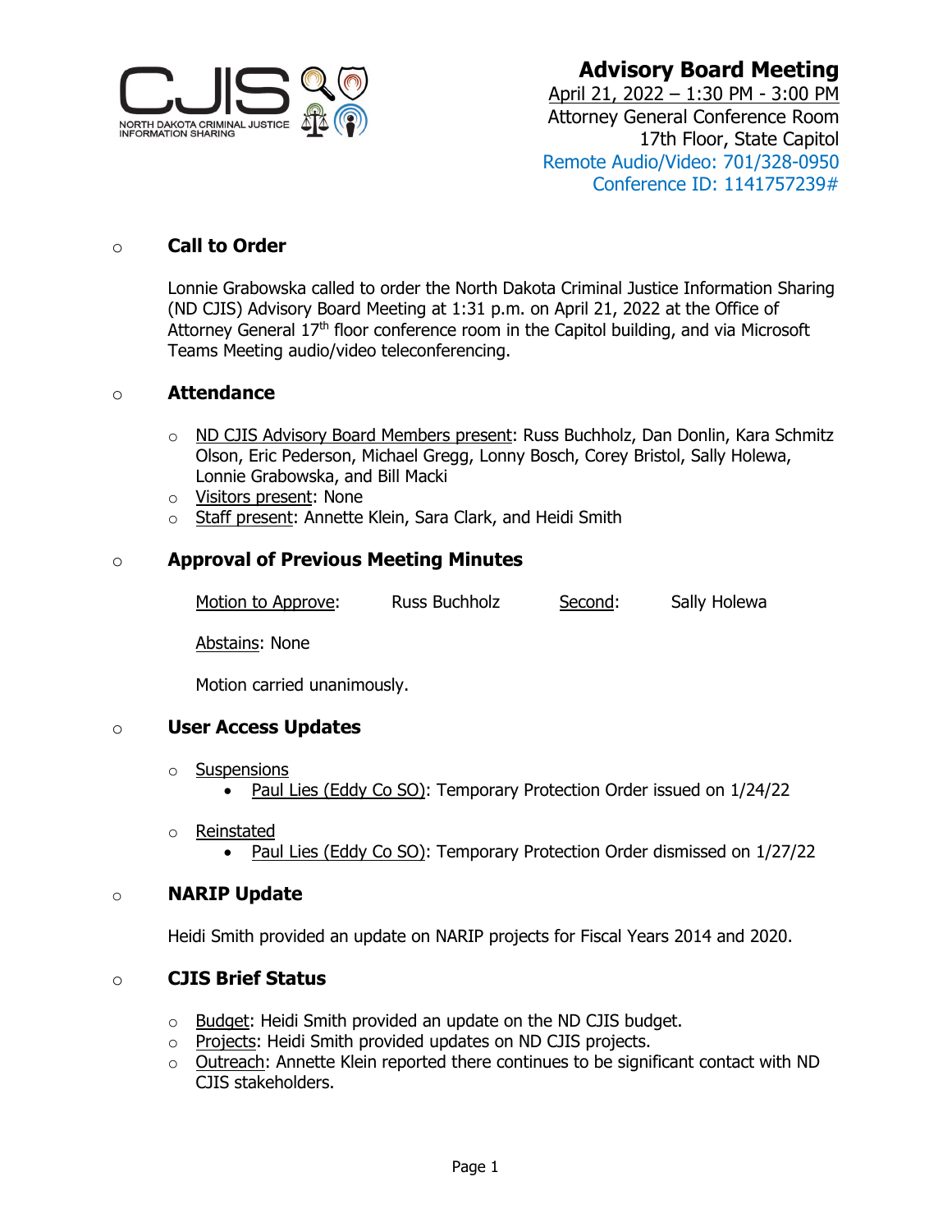NORTH DAKOTA CRIMINAL JUSTICE INFORMATION SHARING

# Advisory Board Meeting

April 21, 2022 – 1:30 PM - 3:00 PM
Attorney General Conference Room
17th Floor, State Capitol
Remote Audio/Video: 701/328-0950
Conference ID: 1141757239#

## Call to Order

Lonnie Grabowska called to order the North Dakota Criminal Justice Information Sharing (ND CJIS) Advisory Board Meeting at 1:31 p.m. on April 21, 2022 at the Office of Attorney General 17th floor conference room in the Capitol building, and via Microsoft Teams Meeting audio/video teleconferencing.

## Attendance

- ND CJIS Advisory Board Members present: Russ Buchholz, Dan Donlin, Kara Schmitz Olson, Eric Pederson, Michael Gregg, Lonny Bosch, Corey Bristol, Sally Holewa, Lonnie Grabowska, and Bill Macki
- Visitors present: None
- Staff present: Annette Klein, Sara Clark, and Heidi Smith

## Approval of Previous Meeting Minutes

Motion to Approve: Russ Buchholz    Second: Sally Holewa

Abstains: None

Motion carried unanimously.

## User Access Updates

- Suspensions
  - Paul Lies (Eddy Co SO): Temporary Protection Order issued on 1/24/22
- Reinstated
  - Paul Lies (Eddy Co SO): Temporary Protection Order dismissed on 1/27/22

## NARIP Update

Heidi Smith provided an update on NARIP projects for Fiscal Years 2014 and 2020.

## CJIS Brief Status

- Budget: Heidi Smith provided an update on the ND CJIS budget.
- Projects: Heidi Smith provided updates on ND CJIS projects.
- Outreach: Annette Klein reported there continues to be significant contact with ND CJIS stakeholders.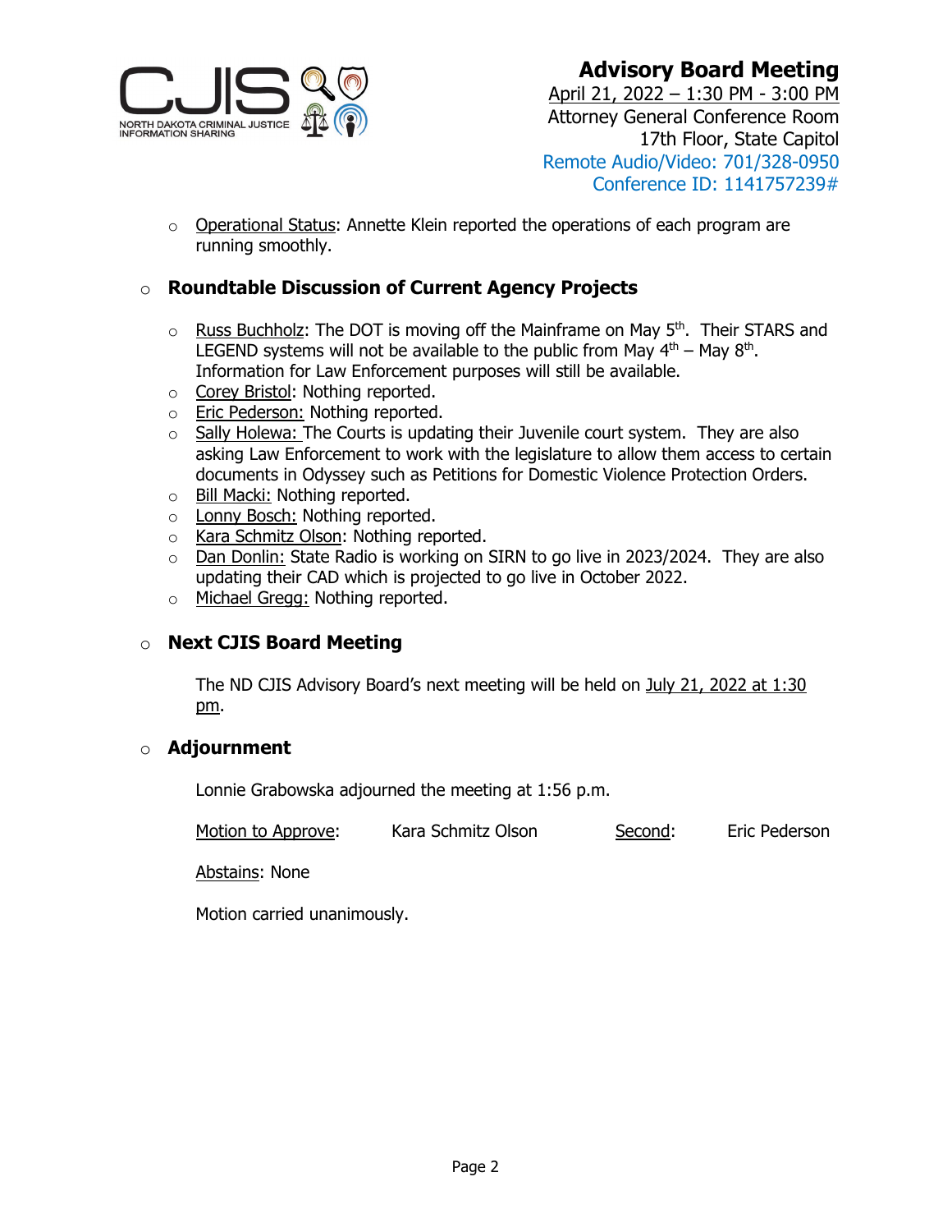# Advisory Board Meeting

April 21, 2022 – 1:30 PM - 3:00 PM
Attorney General Conference Room
17th Floor, State Capitol
Remote Audio/Video: 701/328-0950
Conference ID: 1141757239#

- Operational Status: Annette Klein reported the operations of each program are running smoothly.

## Roundtable Discussion of Current Agency Projects

- Russ Buchholz: The DOT is moving off the Mainframe on May 5th. Their STARS and LEGEND systems will not be available to the public from May 4th – May 8th. Information for Law Enforcement purposes will still be available.
- Corey Bristol: Nothing reported.
- Eric Pederson: Nothing reported.
- Sally Holewa: The Courts is updating their Juvenile court system. They are also asking Law Enforcement to work with the legislature to allow them access to certain documents in Odyssey such as Petitions for Domestic Violence Protection Orders.
- Bill Macki: Nothing reported.
- Lonny Bosch: Nothing reported.
- Kara Schmitz Olson: Nothing reported.
- Dan Donlin: State Radio is working on SIRN to go live in 2023/2024. They are also updating their CAD which is projected to go live in October 2022.
- Michael Gregg: Nothing reported.

## Next CJIS Board Meeting

The ND CJIS Advisory Board's next meeting will be held on July 21, 2022 at 1:30 pm.

## Adjournment

Lonnie Grabowska adjourned the meeting at 1:56 p.m.

Motion to Approve: Kara Schmitz Olson    Second: Eric Pederson

Abstains: None

Motion carried unanimously.